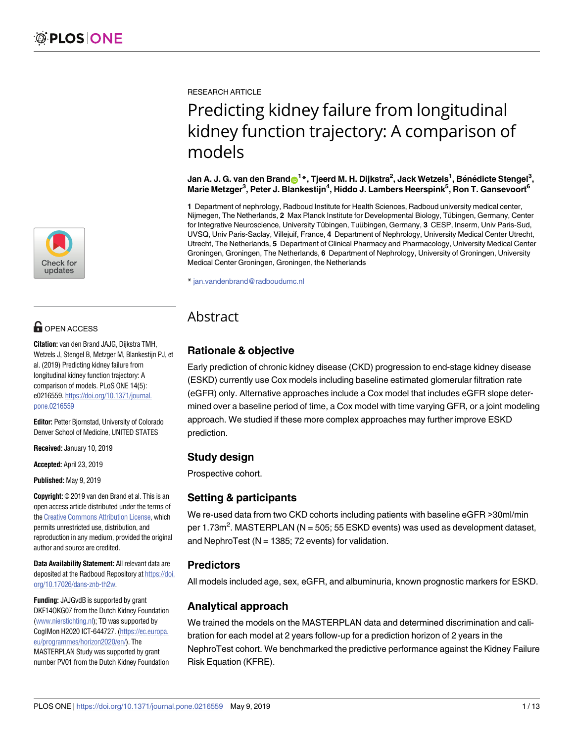RESEARCH ARTICLE

# Predicting kidney failure from longitudinal kidney function trajectory: A comparison of models

**Jan A. J. G. van den Brand[1]*, Tjeerd M. H. Dijkstra[2], Jack Wetzels[1], Bénédicte Stengel[3], Marie Metzger[3], Peter J. Blankestijn[4], Hiddo J. Lambers Heerspink[5], Ron T. Gansevoort[6]**

**1** Department of nephrology, Radboud Institute for Health Sciences, Radboud university medical center, Nijmegen, The Netherlands, **2** Max Planck Institute for Developmental Biology, Tübingen, Germany, Center for Integrative Neuroscience, University Tübingen, Tuübingen, Germany, **3** CESP, Inserm, Univ Paris-Sud, UVSQ, Univ Paris-Saclay, Villejuif, France, **4** Department of Nephrology, University Medical Center Utrecht, Utrecht, The Netherlands, **5** Department of Clinical Pharmacy and Pharmacology, University Medical Center Groningen, Groningen, The Netherlands, **6** Department of Nephrology, University of Groningen, University Medical Center Groningen, Groningen, the Netherlands

* jan.vandenbrand@radboudumc.nl

OPEN ACCESS

**Citation:** van den Brand JAJG, Dijkstra TMH, Wetzels J, Stengel B, Metzger M, Blankestijn PJ, et al. (2019) Predicting kidney failure from longitudinal kidney function trajectory: A comparison of models. PLoS ONE 14(5): e0216559. https://doi.org/10.1371/journal.pone.0216559

**Editor:** Petter Bjornstad, University of Colorado Denver School of Medicine, UNITED STATES

**Received:** January 10, 2019

**Accepted:** April 23, 2019

**Published:** May 9, 2019

**Copyright:** © 2019 van den Brand et al. This is an open access article distributed under the terms of the Creative Commons Attribution License, which permits unrestricted use, distribution, and reproduction in any medium, provided the original author and source are credited.

**Data Availability Statement:** All relevant data are deposited at the Radboud Repository at https://doi.org/10.17026/dans-znb-th2w.

**Funding:** JAJGvdB is supported by grant DKF14OKG07 from the Dutch Kidney Foundation (www.nierstichting.nl); TD was supported by CogIMon H2020 ICT-644727. (https://ec.europa.eu/programmes/horizon2020/en/). The MASTERPLAN Study was supported by grant number PV01 from the Dutch Kidney Foundation

## Abstract

### Rationale & objective

Early prediction of chronic kidney disease (CKD) progression to end-stage kidney disease (ESKD) currently use Cox models including baseline estimated glomerular filtration rate (eGFR) only. Alternative approaches include a Cox model that includes eGFR slope determined over a baseline period of time, a Cox model with time varying GFR, or a joint modeling approach. We studied if these more complex approaches may further improve ESKD prediction.

### Study design

Prospective cohort.

### Setting & participants

We re-used data from two CKD cohorts including patients with baseline eGFR >30ml/min per 1.73m$^2$. MASTERPLAN (N = 505; 55 ESKD events) was used as development dataset, and NephroTest (N = 1385; 72 events) for validation.

### Predictors

All models included age, sex, eGFR, and albuminuria, known prognostic markers for ESKD.

### Analytical approach

We trained the models on the MASTERPLAN data and determined discrimination and calibration for each model at 2 years follow-up for a prediction horizon of 2 years in the NephroTest cohort. We benchmarked the predictive performance against the Kidney Failure Risk Equation (KFRE).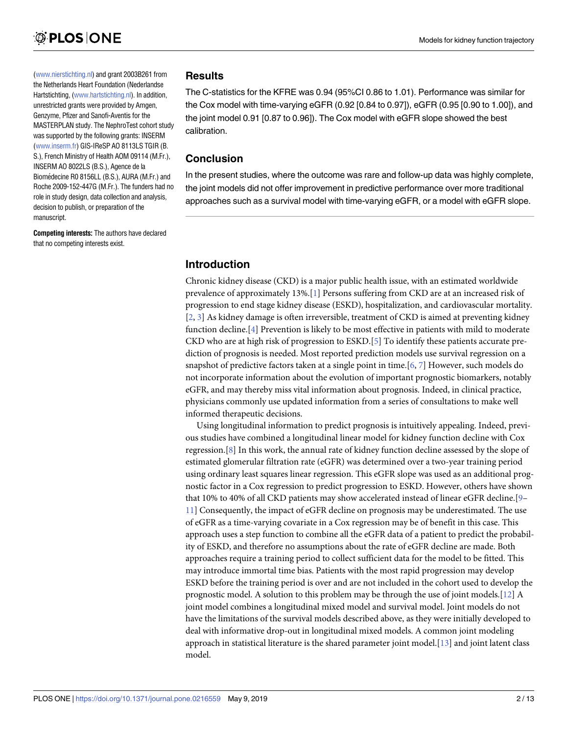(www.nierstichting.nl) and grant 2003B261 from the Netherlands Heart Foundation (Nederlandse Hartstichting, (www.hartstichting.nl). In addition, unrestricted grants were provided by Amgen, Genzyme, Pfizer and Sanofi-Aventis for the MASTERPLAN study. The NephroTest cohort study was supported by the following grants: INSERM (www.inserm.fr) GIS-IReSP AO 8113LS TGIR (B. S.), French Ministry of Health AOM 09114 (M.Fr.), INSERM AO 8022LS (B.S.), Agence de la Biomédecine R0 8156LL (B.S.), AURA (M.Fr.) and Roche 2009-152-447G (M.Fr.). The funders had no role in study design, data collection and analysis, decision to publish, or preparation of the manuscript.

**Competing interests:** The authors have declared that no competing interests exist.

## Results

The C-statistics for the KFRE was 0.94 (95%CI 0.86 to 1.01). Performance was similar for the Cox model with time-varying eGFR (0.92 [0.84 to 0.97]), eGFR (0.95 [0.90 to 1.00]), and the joint model 0.91 [0.87 to 0.96]). The Cox model with eGFR slope showed the best calibration.

## Conclusion

In the present studies, where the outcome was rare and follow-up data was highly complete, the joint models did not offer improvement in predictive performance over more traditional approaches such as a survival model with time-varying eGFR, or a model with eGFR slope.

## Introduction

Chronic kidney disease (CKD) is a major public health issue, with an estimated worldwide prevalence of approximately 13%.[1] Persons suffering from CKD are at an increased risk of progression to end stage kidney disease (ESKD), hospitalization, and cardiovascular mortality. [2, 3] As kidney damage is often irreversible, treatment of CKD is aimed at preventing kidney function decline.[4] Prevention is likely to be most effective in patients with mild to moderate CKD who are at high risk of progression to ESKD.[5] To identify these patients accurate prediction of prognosis is needed. Most reported prediction models use survival regression on a snapshot of predictive factors taken at a single point in time.[6, 7] However, such models do not incorporate information about the evolution of important prognostic biomarkers, notably eGFR, and may thereby miss vital information about prognosis. Indeed, in clinical practice, physicians commonly use updated information from a series of consultations to make well informed therapeutic decisions.

Using longitudinal information to predict prognosis is intuitively appealing. Indeed, previous studies have combined a longitudinal linear model for kidney function decline with Cox regression.[8] In this work, the annual rate of kidney function decline assessed by the slope of estimated glomerular filtration rate (eGFR) was determined over a two-year training period using ordinary least squares linear regression. This eGFR slope was used as an additional prognostic factor in a Cox regression to predict progression to ESKD. However, others have shown that 10% to 40% of all CKD patients may show accelerated instead of linear eGFR decline.[9–11] Consequently, the impact of eGFR decline on prognosis may be underestimated. The use of eGFR as a time-varying covariate in a Cox regression may be of benefit in this case. This approach uses a step function to combine all the eGFR data of a patient to predict the probability of ESKD, and therefore no assumptions about the rate of eGFR decline are made. Both approaches require a training period to collect sufficient data for the model to be fitted. This may introduce immortal time bias. Patients with the most rapid progression may develop ESKD before the training period is over and are not included in the cohort used to develop the prognostic model. A solution to this problem may be through the use of joint models.[12] A joint model combines a longitudinal mixed model and survival model. Joint models do not have the limitations of the survival models described above, as they were initially developed to deal with informative drop-out in longitudinal mixed models. A common joint modeling approach in statistical literature is the shared parameter joint model.[13] and joint latent class model.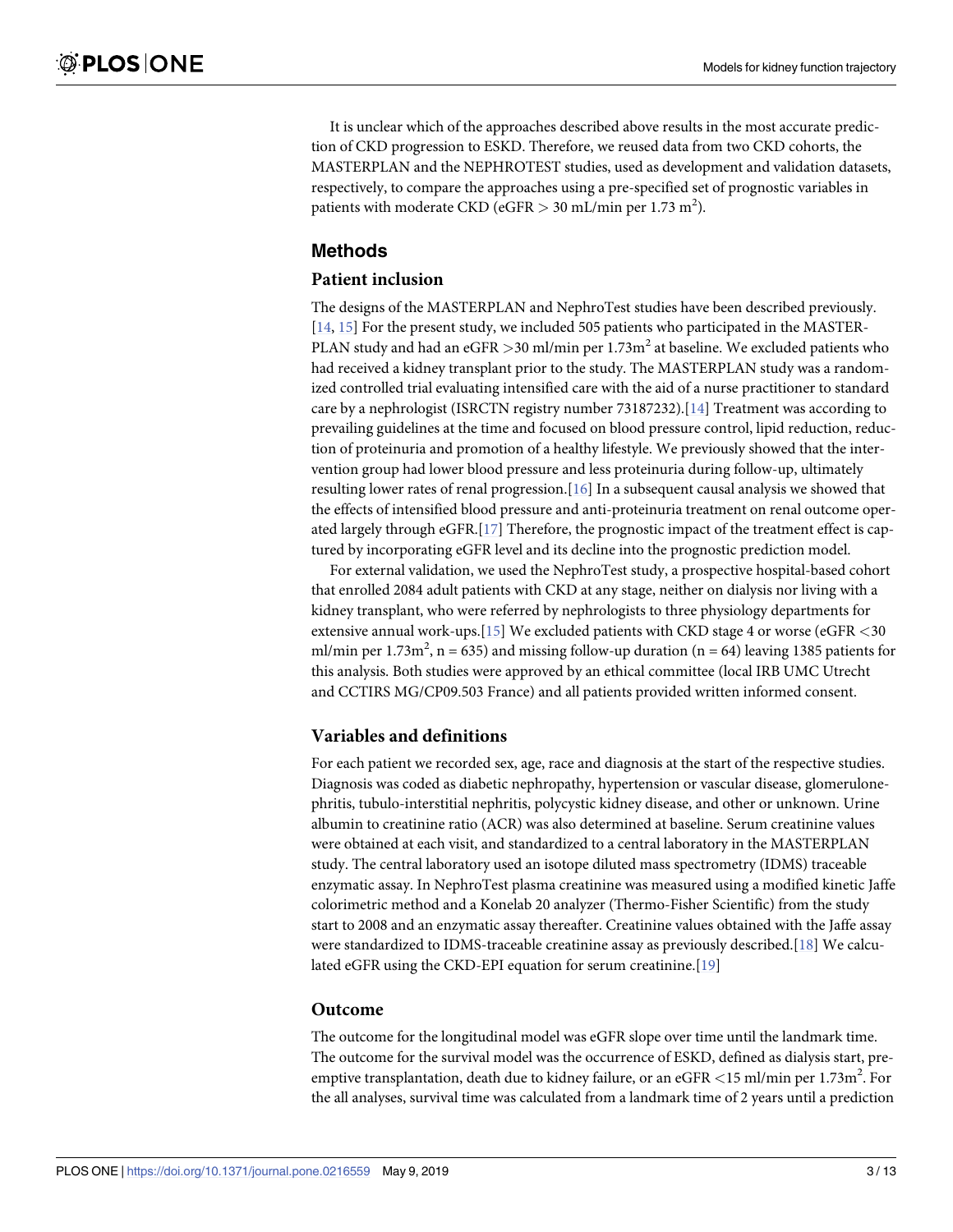It is unclear which of the approaches described above results in the most accurate prediction of CKD progression to ESKD. Therefore, we reused data from two CKD cohorts, the MASTERPLAN and the NEPHROTEST studies, used as development and validation datasets, respectively, to compare the approaches using a pre-specified set of prognostic variables in patients with moderate CKD (eGFR > 30 mL/min per 1.73 $m^2$).

## Methods

### Patient inclusion

The designs of the MASTERPLAN and NephroTest studies have been described previously.[14, 15] For the present study, we included 505 patients who participated in the MASTERPLAN study and had an eGFR >30 ml/min per 1.73$m^2$ at baseline. We excluded patients who had received a kidney transplant prior to the study. The MASTERPLAN study was a randomized controlled trial evaluating intensified care with the aid of a nurse practitioner to standard care by a nephrologist (ISRCTN registry number 73187232).[14] Treatment was according to prevailing guidelines at the time and focused on blood pressure control, lipid reduction, reduction of proteinuria and promotion of a healthy lifestyle. We previously showed that the intervention group had lower blood pressure and less proteinuria during follow-up, ultimately resulting lower rates of renal progression.[16] In a subsequent causal analysis we showed that the effects of intensified blood pressure and anti-proteinuria treatment on renal outcome operated largely through eGFR.[17] Therefore, the prognostic impact of the treatment effect is captured by incorporating eGFR level and its decline into the prognostic prediction model.

For external validation, we used the NephroTest study, a prospective hospital-based cohort that enrolled 2084 adult patients with CKD at any stage, neither on dialysis nor living with a kidney transplant, who were referred by nephrologists to three physiology departments for extensive annual work-ups.[15] We excluded patients with CKD stage 4 or worse (eGFR <30 ml/min per 1.73$m^2$, n = 635) and missing follow-up duration (n = 64) leaving 1385 patients for this analysis. Both studies were approved by an ethical committee (local IRB UMC Utrecht and CCTIRS MG/CP09.503 France) and all patients provided written informed consent.

### Variables and definitions

For each patient we recorded sex, age, race and diagnosis at the start of the respective studies. Diagnosis was coded as diabetic nephropathy, hypertension or vascular disease, glomerulonephritis, tubulo-interstitial nephritis, polycystic kidney disease, and other or unknown. Urine albumin to creatinine ratio (ACR) was also determined at baseline. Serum creatinine values were obtained at each visit, and standardized to a central laboratory in the MASTERPLAN study. The central laboratory used an isotope diluted mass spectrometry (IDMS) traceable enzymatic assay. In NephroTest plasma creatinine was measured using a modified kinetic Jaffe colorimetric method and a Konelab 20 analyzer (Thermo-Fisher Scientific) from the study start to 2008 and an enzymatic assay thereafter. Creatinine values obtained with the Jaffe assay were standardized to IDMS-traceable creatinine assay as previously described.[18] We calculated eGFR using the CKD-EPI equation for serum creatinine.[19]

### Outcome

The outcome for the longitudinal model was eGFR slope over time until the landmark time. The outcome for the survival model was the occurrence of ESKD, defined as dialysis start, pre-emptive transplantation, death due to kidney failure, or an eGFR <15 ml/min per 1.73$m^2$. For the all analyses, survival time was calculated from a landmark time of 2 years until a prediction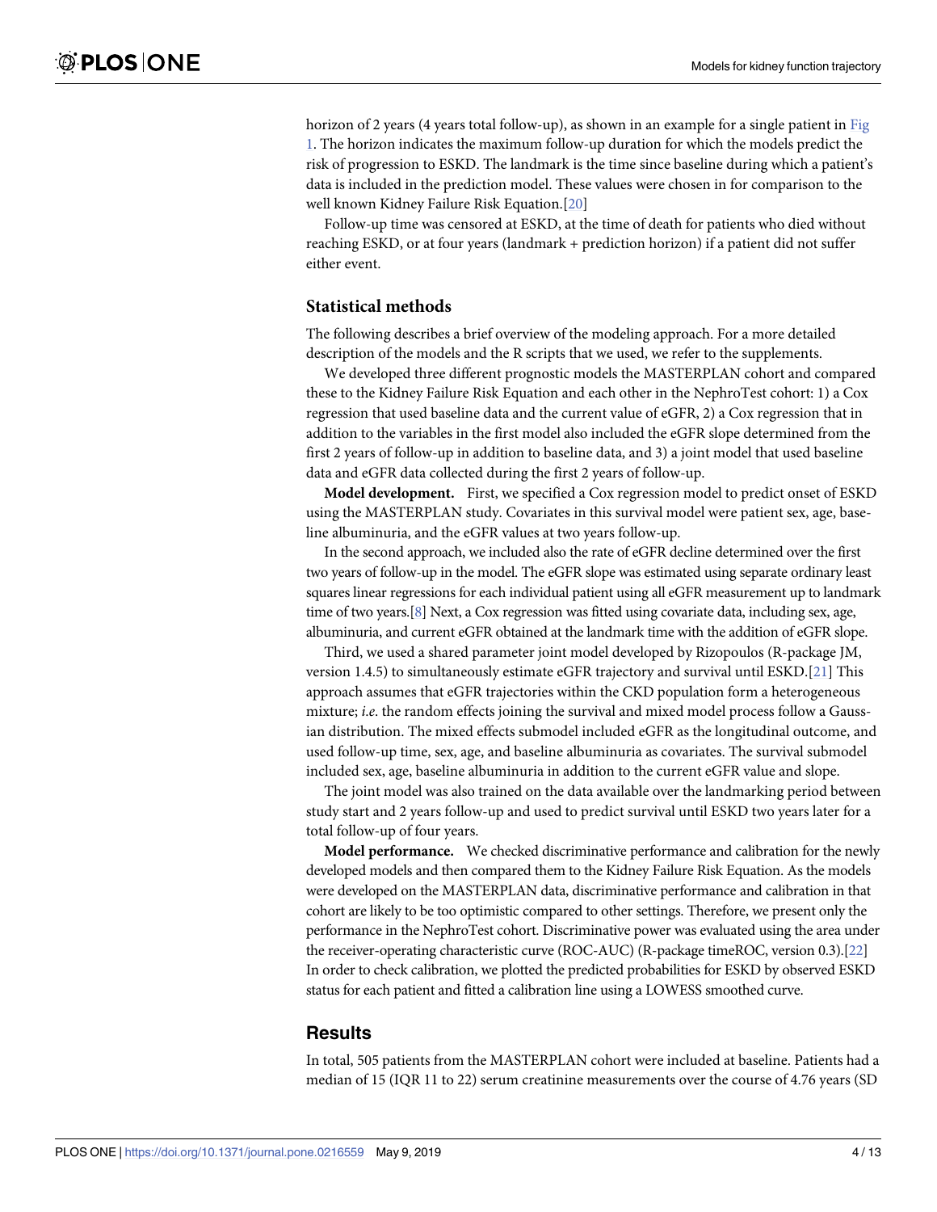horizon of 2 years (4 years total follow-up), as shown in an example for a single patient in Fig 1. The horizon indicates the maximum follow-up duration for which the models predict the risk of progression to ESKD. The landmark is the time since baseline during which a patient's data is included in the prediction model. These values were chosen in for comparison to the well known Kidney Failure Risk Equation.[20]

Follow-up time was censored at ESKD, at the time of death for patients who died without reaching ESKD, or at four years (landmark + prediction horizon) if a patient did not suffer either event.

## Statistical methods

The following describes a brief overview of the modeling approach. For a more detailed description of the models and the R scripts that we used, we refer to the supplements.

We developed three different prognostic models the MASTERPLAN cohort and compared these to the Kidney Failure Risk Equation and each other in the NephroTest cohort: 1) a Cox regression that used baseline data and the current value of eGFR, 2) a Cox regression that in addition to the variables in the first model also included the eGFR slope determined from the first 2 years of follow-up in addition to baseline data, and 3) a joint model that used baseline data and eGFR data collected during the first 2 years of follow-up.

**Model development.** First, we specified a Cox regression model to predict onset of ESKD using the MASTERPLAN study. Covariates in this survival model were patient sex, age, baseline albuminuria, and the eGFR values at two years follow-up.

In the second approach, we included also the rate of eGFR decline determined over the first two years of follow-up in the model. The eGFR slope was estimated using separate ordinary least squares linear regressions for each individual patient using all eGFR measurement up to landmark time of two years.[8] Next, a Cox regression was fitted using covariate data, including sex, age, albuminuria, and current eGFR obtained at the landmark time with the addition of eGFR slope.

Third, we used a shared parameter joint model developed by Rizopoulos (R-package JM, version 1.4.5) to simultaneously estimate eGFR trajectory and survival until ESKD.[21] This approach assumes that eGFR trajectories within the CKD population form a heterogeneous mixture; *i.e*. the random effects joining the survival and mixed model process follow a Gaussian distribution. The mixed effects submodel included eGFR as the longitudinal outcome, and used follow-up time, sex, age, and baseline albuminuria as covariates. The survival submodel included sex, age, baseline albuminuria in addition to the current eGFR value and slope.

The joint model was also trained on the data available over the landmarking period between study start and 2 years follow-up and used to predict survival until ESKD two years later for a total follow-up of four years.

**Model performance.** We checked discriminative performance and calibration for the newly developed models and then compared them to the Kidney Failure Risk Equation. As the models were developed on the MASTERPLAN data, discriminative performance and calibration in that cohort are likely to be too optimistic compared to other settings. Therefore, we present only the performance in the NephroTest cohort. Discriminative power was evaluated using the area under the receiver-operating characteristic curve (ROC-AUC) (R-package timeROC, version 0.3).[22] In order to check calibration, we plotted the predicted probabilities for ESKD by observed ESKD status for each patient and fitted a calibration line using a LOWESS smoothed curve.

# Results

In total, 505 patients from the MASTERPLAN cohort were included at baseline. Patients had a median of 15 (IQR 11 to 22) serum creatinine measurements over the course of 4.76 years (SD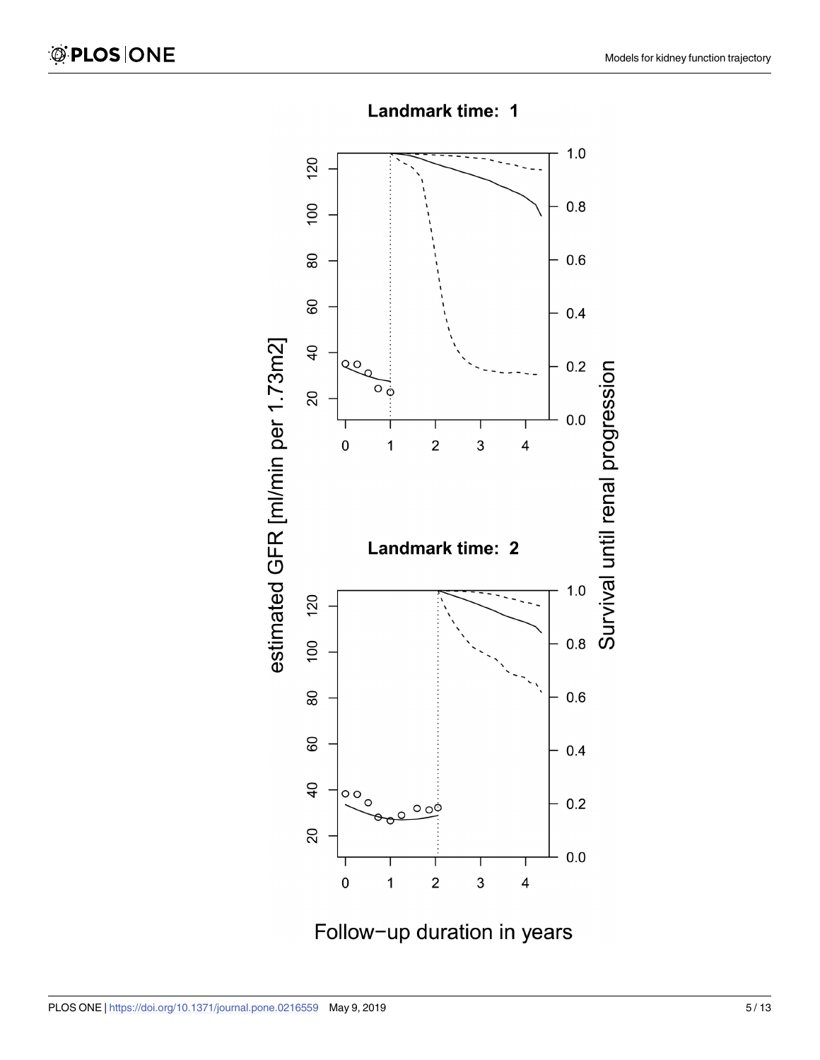Landmark time: 1

Landmark time: 2

estimated GFR [ml/min per 1.73m2]

Survival until renal progression

Follow−up duration in years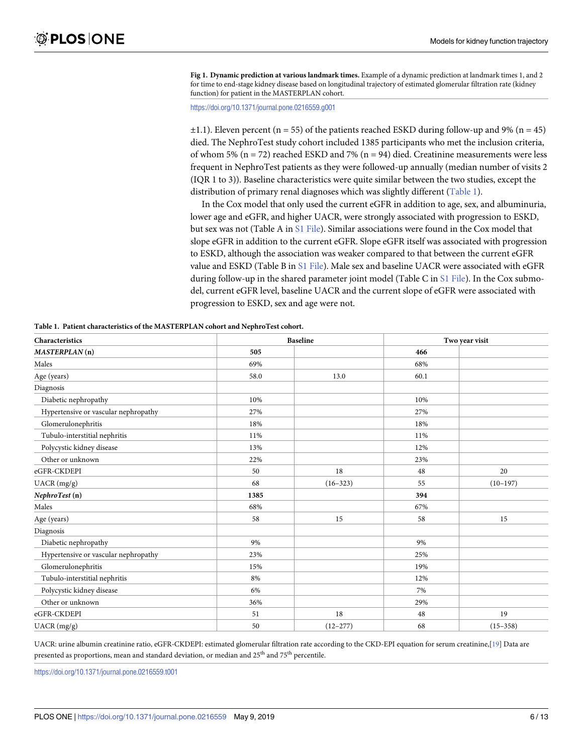**Fig 1. Dynamic prediction at various landmark times.** Example of a dynamic prediction at landmark times 1, and 2 for time to end-stage kidney disease based on longitudinal trajectory of estimated glomerular filtration rate (kidney function) for patient in the MASTERPLAN cohort.

https://doi.org/10.1371/journal.pone.0216559.g001

±1.1). Eleven percent (n = 55) of the patients reached ESKD during follow-up and 9% (n = 45) died. The NephroTest study cohort included 1385 participants who met the inclusion criteria, of whom 5% (n = 72) reached ESKD and 7% (n = 94) died. Creatinine measurements were less frequent in NephroTest patients as they were followed-up annually (median number of visits 2 (IQR 1 to 3)). Baseline characteristics were quite similar between the two studies, except the distribution of primary renal diagnoses which was slightly different (Table 1).

In the Cox model that only used the current eGFR in addition to age, sex, and albuminuria, lower age and eGFR, and higher UACR, were strongly associated with progression to ESKD, but sex was not (Table A in S1 File). Similar associations were found in the Cox model that slope eGFR in addition to the current eGFR. Slope eGFR itself was associated with progression to ESKD, although the association was weaker compared to that between the current eGFR value and ESKD (Table B in S1 File). Male sex and baseline UACR were associated with eGFR during follow-up in the shared parameter joint model (Table C in S1 File). In the Cox submodel, current eGFR level, baseline UACR and the current slope of eGFR were associated with progression to ESKD, sex and age were not.

**Table 1. Patient characteristics of the MASTERPLAN cohort and NephroTest cohort.**

| Characteristics | Baseline | | Two year visit | |
|---|---|---|---|---|
| ***MASTERPLAN* (n)** | **505** | | **466** | |
| Males | 69% | | 68% | |
| Age (years) | 58.0 | 13.0 | 60.1 | |
| Diagnosis | | | | |
| Diabetic nephropathy | 10% | | 10% | |
| Hypertensive or vascular nephropathy | 27% | | 27% | |
| Glomerulonephritis | 18% | | 18% | |
| Tubulo-interstitial nephritis | 11% | | 11% | |
| Polycystic kidney disease | 13% | | 12% | |
| Other or unknown | 22% | | 23% | |
| eGFR-CKDEPI | 50 | 18 | 48 | 20 |
| UACR (mg/g) | 68 | (16–323) | 55 | (10–197) |
| ***NephroTest* (n)** | **1385** | | **394** | |
| Males | 68% | | 67% | |
| Age (years) | 58 | 15 | 58 | 15 |
| Diagnosis | | | | |
| Diabetic nephropathy | 9% | | 9% | |
| Hypertensive or vascular nephropathy | 23% | | 25% | |
| Glomerulonephritis | 15% | | 19% | |
| Tubulo-interstitial nephritis | 8% | | 12% | |
| Polycystic kidney disease | 6% | | 7% | |
| Other or unknown | 36% | | 29% | |
| eGFR-CKDEPI | 51 | 18 | 48 | 19 |
| UACR (mg/g) | 50 | (12–277) | 68 | (15–358) |

UACR: urine albumin creatinine ratio, eGFR-CKDEPI: estimated glomerular filtration rate according to the CKD-EPI equation for serum creatinine,[19] Data are presented as proportions, mean and standard deviation, or median and 25th and 75th percentile.

https://doi.org/10.1371/journal.pone.0216559.t001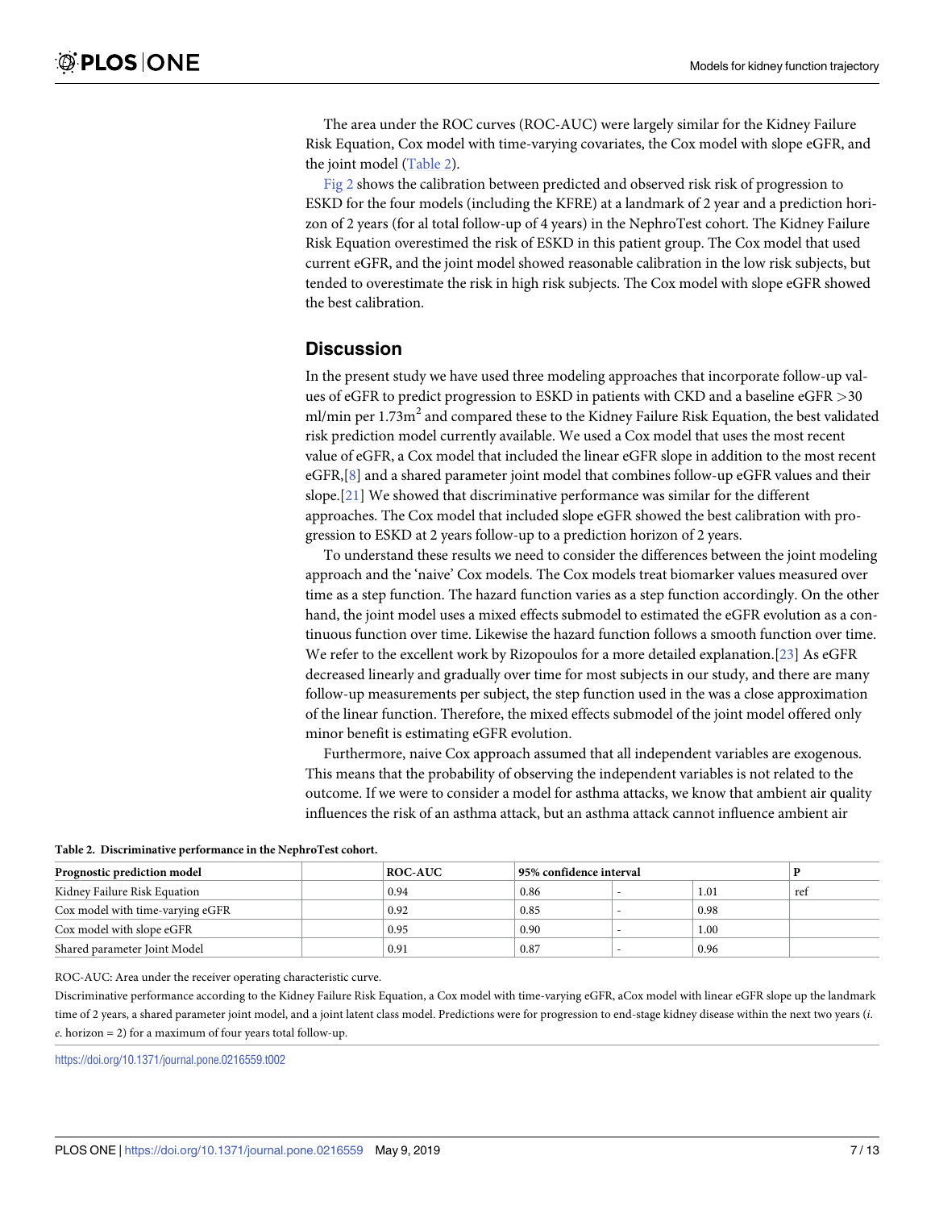The area under the ROC curves (ROC-AUC) were largely similar for the Kidney Failure Risk Equation, Cox model with time-varying covariates, the Cox model with slope eGFR, and the joint model (Table 2).

Fig 2 shows the calibration between predicted and observed risk risk of progression to ESKD for the four models (including the KFRE) at a landmark of 2 year and a prediction horizon of 2 years (for al total follow-up of 4 years) in the NephroTest cohort. The Kidney Failure Risk Equation overestimed the risk of ESKD in this patient group. The Cox model that used current eGFR, and the joint model showed reasonable calibration in the low risk subjects, but tended to overestimate the risk in high risk subjects. The Cox model with slope eGFR showed the best calibration.

## Discussion

In the present study we have used three modeling approaches that incorporate follow-up values of eGFR to predict progression to ESKD in patients with CKD and a baseline eGFR >30 ml/min per 1.73m$^2$ and compared these to the Kidney Failure Risk Equation, the best validated risk prediction model currently available. We used a Cox model that uses the most recent value of eGFR, a Cox model that included the linear eGFR slope in addition to the most recent eGFR,[8] and a shared parameter joint model that combines follow-up eGFR values and their slope.[21] We showed that discriminative performance was similar for the different approaches. The Cox model that included slope eGFR showed the best calibration with progression to ESKD at 2 years follow-up to a prediction horizon of 2 years.

To understand these results we need to consider the differences between the joint modeling approach and the 'naive' Cox models. The Cox models treat biomarker values measured over time as a step function. The hazard function varies as a step function accordingly. On the other hand, the joint model uses a mixed effects submodel to estimated the eGFR evolution as a continuous function over time. Likewise the hazard function follows a smooth function over time. We refer to the excellent work by Rizopoulos for a more detailed explanation.[23] As eGFR decreased linearly and gradually over time for most subjects in our study, and there are many follow-up measurements per subject, the step function used in the was a close approximation of the linear function. Therefore, the mixed effects submodel of the joint model offered only minor benefit is estimating eGFR evolution.

Furthermore, naive Cox approach assumed that all independent variables are exogenous. This means that the probability of observing the independent variables is not related to the outcome. If we were to consider a model for asthma attacks, we know that ambient air quality influences the risk of an asthma attack, but an asthma attack cannot influence ambient air

**Table 2. Discriminative performance in the NephroTest cohort.**

| Prognostic prediction model | | ROC-AUC | 95% confidence interval | | | P |
|---|---|---|---|---|---|---|
| Kidney Failure Risk Equation | | 0.94 | 0.86 | - | 1.01 | ref |
| Cox model with time-varying eGFR | | 0.92 | 0.85 | - | 0.98 | |
| Cox model with slope eGFR | | 0.95 | 0.90 | - | 1.00 | |
| Shared parameter Joint Model | | 0.91 | 0.87 | - | 0.96 | |

ROC-AUC: Area under the receiver operating characteristic curve.

Discriminative performance according to the Kidney Failure Risk Equation, a Cox model with time-varying eGFR, aCox model with linear eGFR slope up the landmark time of 2 years, a shared parameter joint model, and a joint latent class model. Predictions were for progression to end-stage kidney disease within the next two years (*i.e.* horizon = 2) for a maximum of four years total follow-up.

https://doi.org/10.1371/journal.pone.0216559.t002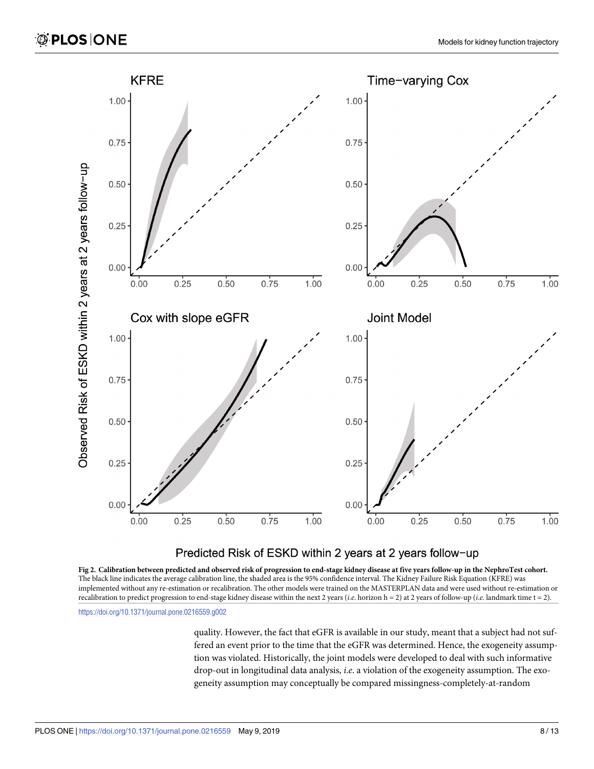**Fig 2. Calibration between predicted and observed risk of progression to end-stage kidney disease at five years follow-up in the NephroTest cohort.** The black line indicates the average calibration line, the shaded area is the 95% confidence interval. The Kidney Failure Risk Equation (KFRE) was implemented without any re-estimation or recalibration. The other models were trained on the MASTERPLAN data and were used without re-estimation or recalibration to predict progression to end-stage kidney disease within the next 2 years (*i.e.* horizon h = 2) at 2 years of follow-up (*i.e.* landmark time t = 2).

https://doi.org/10.1371/journal.pone.0216559.g002

quality. However, the fact that eGFR is available in our study, meant that a subject had not suffered an event prior to the time that the eGFR was determined. Hence, the exogeneity assumption was violated. Historically, the joint models were developed to deal with such informative drop-out in longitudinal data analysis, *i.e.* a violation of the exogeneity assumption. The exogeneity assumption may conceptually be compared missingness-completely-at-random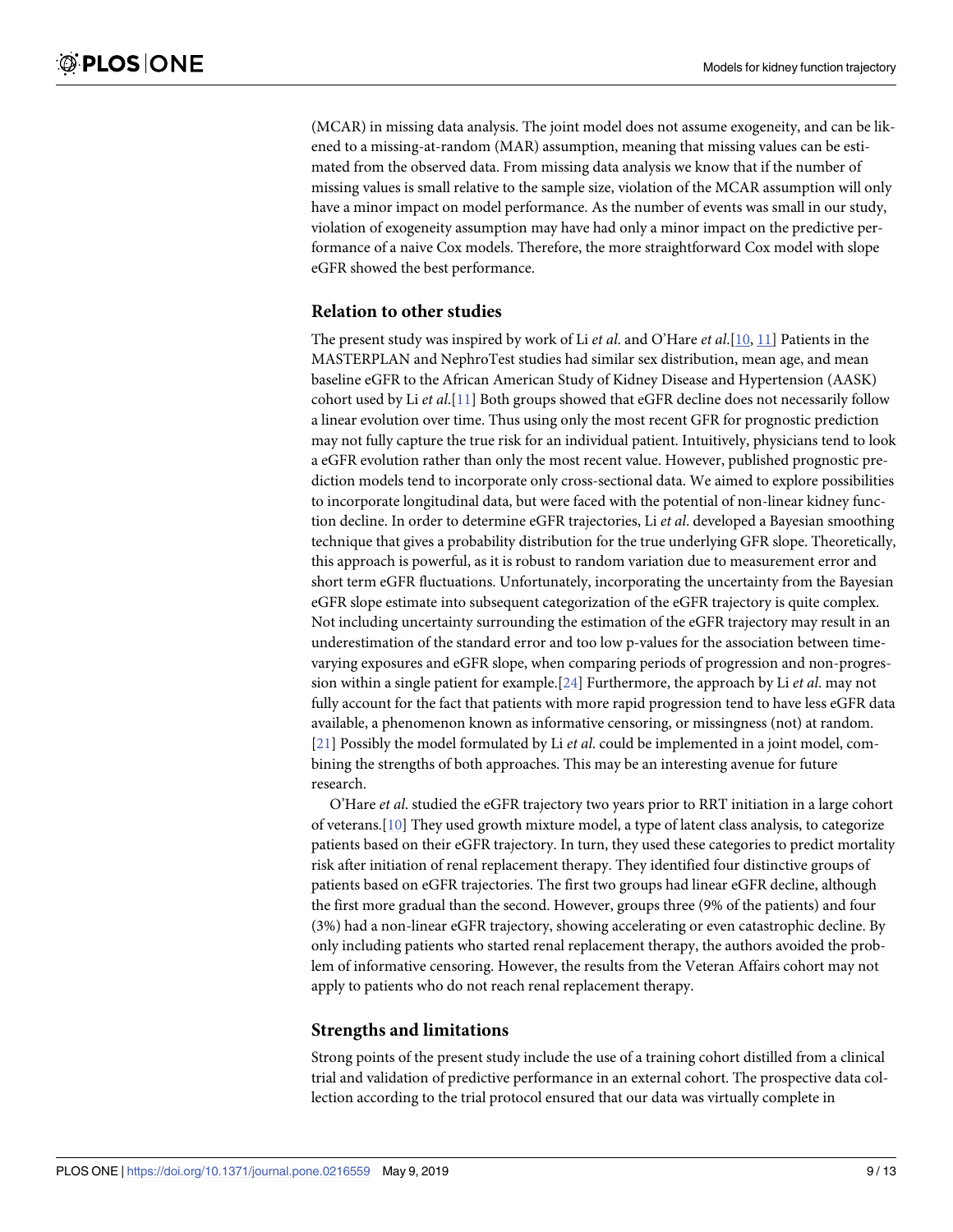(MCAR) in missing data analysis. The joint model does not assume exogeneity, and can be likened to a missing-at-random (MAR) assumption, meaning that missing values can be estimated from the observed data. From missing data analysis we know that if the number of missing values is small relative to the sample size, violation of the MCAR assumption will only have a minor impact on model performance. As the number of events was small in our study, violation of exogeneity assumption may have had only a minor impact on the predictive performance of a naive Cox models. Therefore, the more straightforward Cox model with slope eGFR showed the best performance.

## Relation to other studies

The present study was inspired by work of Li *et al.* and O'Hare *et al.*[10, 11] Patients in the MASTERPLAN and NephroTest studies had similar sex distribution, mean age, and mean baseline eGFR to the African American Study of Kidney Disease and Hypertension (AASK) cohort used by Li *et al.*[11] Both groups showed that eGFR decline does not necessarily follow a linear evolution over time. Thus using only the most recent GFR for prognostic prediction may not fully capture the true risk for an individual patient. Intuitively, physicians tend to look a eGFR evolution rather than only the most recent value. However, published prognostic prediction models tend to incorporate only cross-sectional data. We aimed to explore possibilities to incorporate longitudinal data, but were faced with the potential of non-linear kidney function decline. In order to determine eGFR trajectories, Li *et al*. developed a Bayesian smoothing technique that gives a probability distribution for the true underlying GFR slope. Theoretically, this approach is powerful, as it is robust to random variation due to measurement error and short term eGFR fluctuations. Unfortunately, incorporating the uncertainty from the Bayesian eGFR slope estimate into subsequent categorization of the eGFR trajectory is quite complex. Not including uncertainty surrounding the estimation of the eGFR trajectory may result in an underestimation of the standard error and too low p-values for the association between time-varying exposures and eGFR slope, when comparing periods of progression and non-progression within a single patient for example.[24] Furthermore, the approach by Li *et al*. may not fully account for the fact that patients with more rapid progression tend to have less eGFR data available, a phenomenon known as informative censoring, or missingness (not) at random.[21] Possibly the model formulated by Li *et al*. could be implemented in a joint model, combining the strengths of both approaches. This may be an interesting avenue for future research.

O'Hare *et al*. studied the eGFR trajectory two years prior to RRT initiation in a large cohort of veterans.[10] They used growth mixture model, a type of latent class analysis, to categorize patients based on their eGFR trajectory. In turn, they used these categories to predict mortality risk after initiation of renal replacement therapy. They identified four distinctive groups of patients based on eGFR trajectories. The first two groups had linear eGFR decline, although the first more gradual than the second. However, groups three (9% of the patients) and four (3%) had a non-linear eGFR trajectory, showing accelerating or even catastrophic decline. By only including patients who started renal replacement therapy, the authors avoided the problem of informative censoring. However, the results from the Veteran Affairs cohort may not apply to patients who do not reach renal replacement therapy.

## Strengths and limitations

Strong points of the present study include the use of a training cohort distilled from a clinical trial and validation of predictive performance in an external cohort. The prospective data collection according to the trial protocol ensured that our data was virtually complete in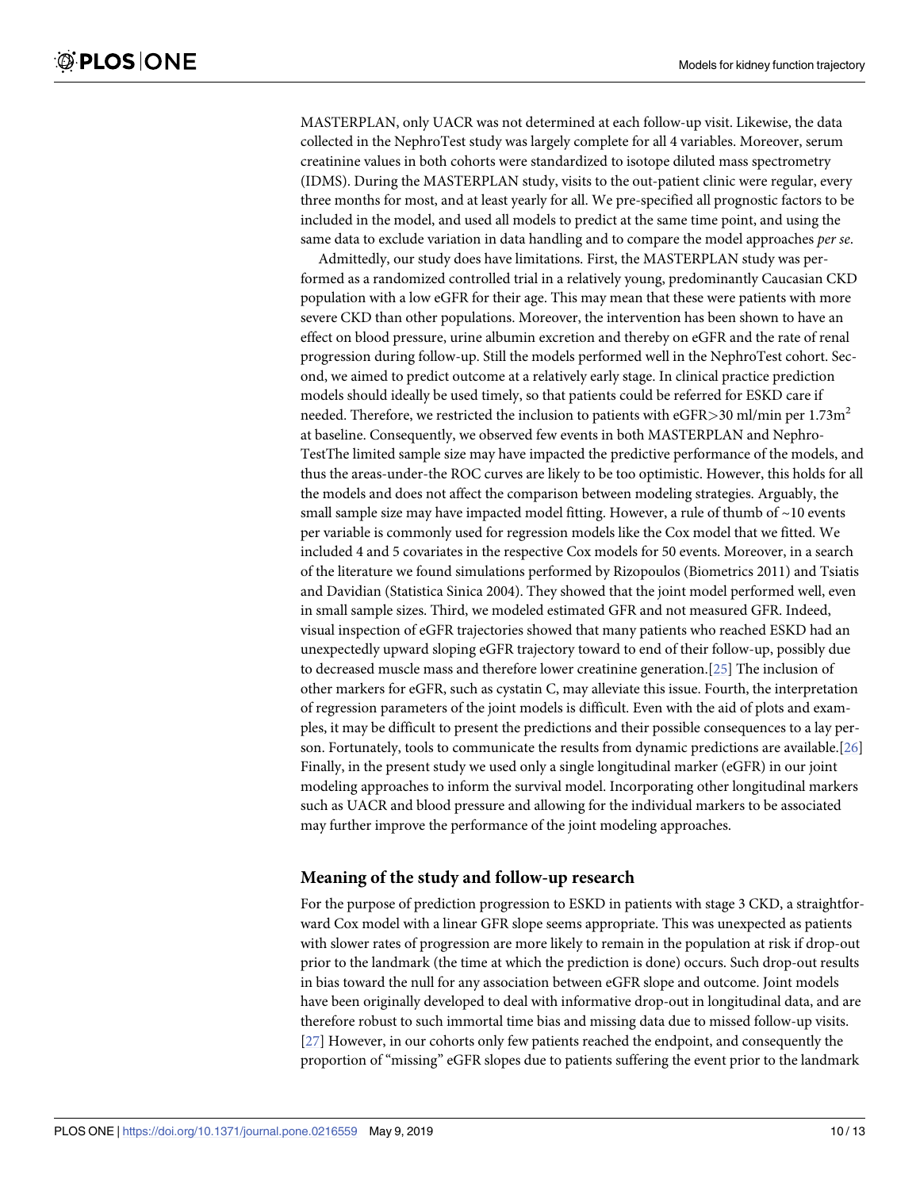MASTERPLAN, only UACR was not determined at each follow-up visit. Likewise, the data collected in the NephroTest study was largely complete for all 4 variables. Moreover, serum creatinine values in both cohorts were standardized to isotope diluted mass spectrometry (IDMS). During the MASTERPLAN study, visits to the out-patient clinic were regular, every three months for most, and at least yearly for all. We pre-specified all prognostic factors to be included in the model, and used all models to predict at the same time point, and using the same data to exclude variation in data handling and to compare the model approaches *per se*.

Admittedly, our study does have limitations. First, the MASTERPLAN study was performed as a randomized controlled trial in a relatively young, predominantly Caucasian CKD population with a low eGFR for their age. This may mean that these were patients with more severe CKD than other populations. Moreover, the intervention has been shown to have an effect on blood pressure, urine albumin excretion and thereby on eGFR and the rate of renal progression during follow-up. Still the models performed well in the NephroTest cohort. Second, we aimed to predict outcome at a relatively early stage. In clinical practice prediction models should ideally be used timely, so that patients could be referred for ESKD care if needed. Therefore, we restricted the inclusion to patients with eGFR>30 ml/min per 1.73m$^2$ at baseline. Consequently, we observed few events in both MASTERPLAN and NephroTestThe limited sample size may have impacted the predictive performance of the models, and thus the areas-under-the ROC curves are likely to be too optimistic. However, this holds for all the models and does not affect the comparison between modeling strategies. Arguably, the small sample size may have impacted model fitting. However, a rule of thumb of ~10 events per variable is commonly used for regression models like the Cox model that we fitted. We included 4 and 5 covariates in the respective Cox models for 50 events. Moreover, in a search of the literature we found simulations performed by Rizopoulos (Biometrics 2011) and Tsiatis and Davidian (Statistica Sinica 2004). They showed that the joint model performed well, even in small sample sizes. Third, we modeled estimated GFR and not measured GFR. Indeed, visual inspection of eGFR trajectories showed that many patients who reached ESKD had an unexpectedly upward sloping eGFR trajectory toward to end of their follow-up, possibly due to decreased muscle mass and therefore lower creatinine generation.[25] The inclusion of other markers for eGFR, such as cystatin C, may alleviate this issue. Fourth, the interpretation of regression parameters of the joint models is difficult. Even with the aid of plots and examples, it may be difficult to present the predictions and their possible consequences to a lay person. Fortunately, tools to communicate the results from dynamic predictions are available.[26] Finally, in the present study we used only a single longitudinal marker (eGFR) in our joint modeling approaches to inform the survival model. Incorporating other longitudinal markers such as UACR and blood pressure and allowing for the individual markers to be associated may further improve the performance of the joint modeling approaches.

## Meaning of the study and follow-up research

For the purpose of prediction progression to ESKD in patients with stage 3 CKD, a straightforward Cox model with a linear GFR slope seems appropriate. This was unexpected as patients with slower rates of progression are more likely to remain in the population at risk if drop-out prior to the landmark (the time at which the prediction is done) occurs. Such drop-out results in bias toward the null for any association between eGFR slope and outcome. Joint models have been originally developed to deal with informative drop-out in longitudinal data, and are therefore robust to such immortal time bias and missing data due to missed follow-up visits.[27] However, in our cohorts only few patients reached the endpoint, and consequently the proportion of "missing" eGFR slopes due to patients suffering the event prior to the landmark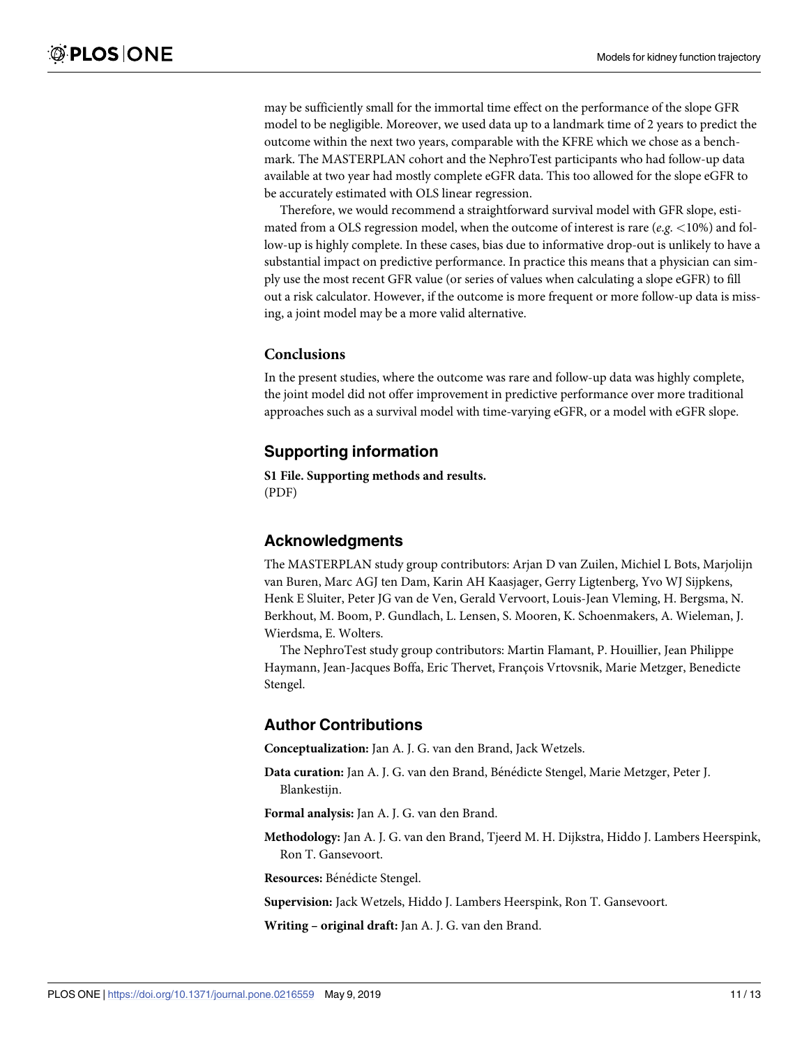may be sufficiently small for the immortal time effect on the performance of the slope GFR model to be negligible. Moreover, we used data up to a landmark time of 2 years to predict the outcome within the next two years, comparable with the KFRE which we chose as a benchmark. The MASTERPLAN cohort and the NephroTest participants who had follow-up data available at two year had mostly complete eGFR data. This too allowed for the slope eGFR to be accurately estimated with OLS linear regression.

Therefore, we would recommend a straightforward survival model with GFR slope, estimated from a OLS regression model, when the outcome of interest is rare (*e.g.* <10%) and follow-up is highly complete. In these cases, bias due to informative drop-out is unlikely to have a substantial impact on predictive performance. In practice this means that a physician can simply use the most recent GFR value (or series of values when calculating a slope eGFR) to fill out a risk calculator. However, if the outcome is more frequent or more follow-up data is missing, a joint model may be a more valid alternative.

## Conclusions

In the present studies, where the outcome was rare and follow-up data was highly complete, the joint model did not offer improvement in predictive performance over more traditional approaches such as a survival model with time-varying eGFR, or a model with eGFR slope.

## Supporting information

**S1 File. Supporting methods and results.**
(PDF)

## Acknowledgments

The MASTERPLAN study group contributors: Arjan D van Zuilen, Michiel L Bots, Marjolijn van Buren, Marc AGJ ten Dam, Karin AH Kaasjager, Gerry Ligtenberg, Yvo WJ Sijpkens, Henk E Sluiter, Peter JG van de Ven, Gerald Vervoort, Louis-Jean Vleming, H. Bergsma, N. Berkhout, M. Boom, P. Gundlach, L. Lensen, S. Mooren, K. Schoenmakers, A. Wieleman, J. Wierdsma, E. Wolters.

The NephroTest study group contributors: Martin Flamant, P. Houillier, Jean Philippe Haymann, Jean-Jacques Boffa, Eric Thervet, François Vrtovsnik, Marie Metzger, Benedicte Stengel.

## Author Contributions

**Conceptualization:** Jan A. J. G. van den Brand, Jack Wetzels.

**Data curation:** Jan A. J. G. van den Brand, Bénédicte Stengel, Marie Metzger, Peter J. Blankestijn.

**Formal analysis:** Jan A. J. G. van den Brand.

**Methodology:** Jan A. J. G. van den Brand, Tjeerd M. H. Dijkstra, Hiddo J. Lambers Heerspink, Ron T. Gansevoort.

**Resources:** Bénédicte Stengel.

**Supervision:** Jack Wetzels, Hiddo J. Lambers Heerspink, Ron T. Gansevoort.

**Writing – original draft:** Jan A. J. G. van den Brand.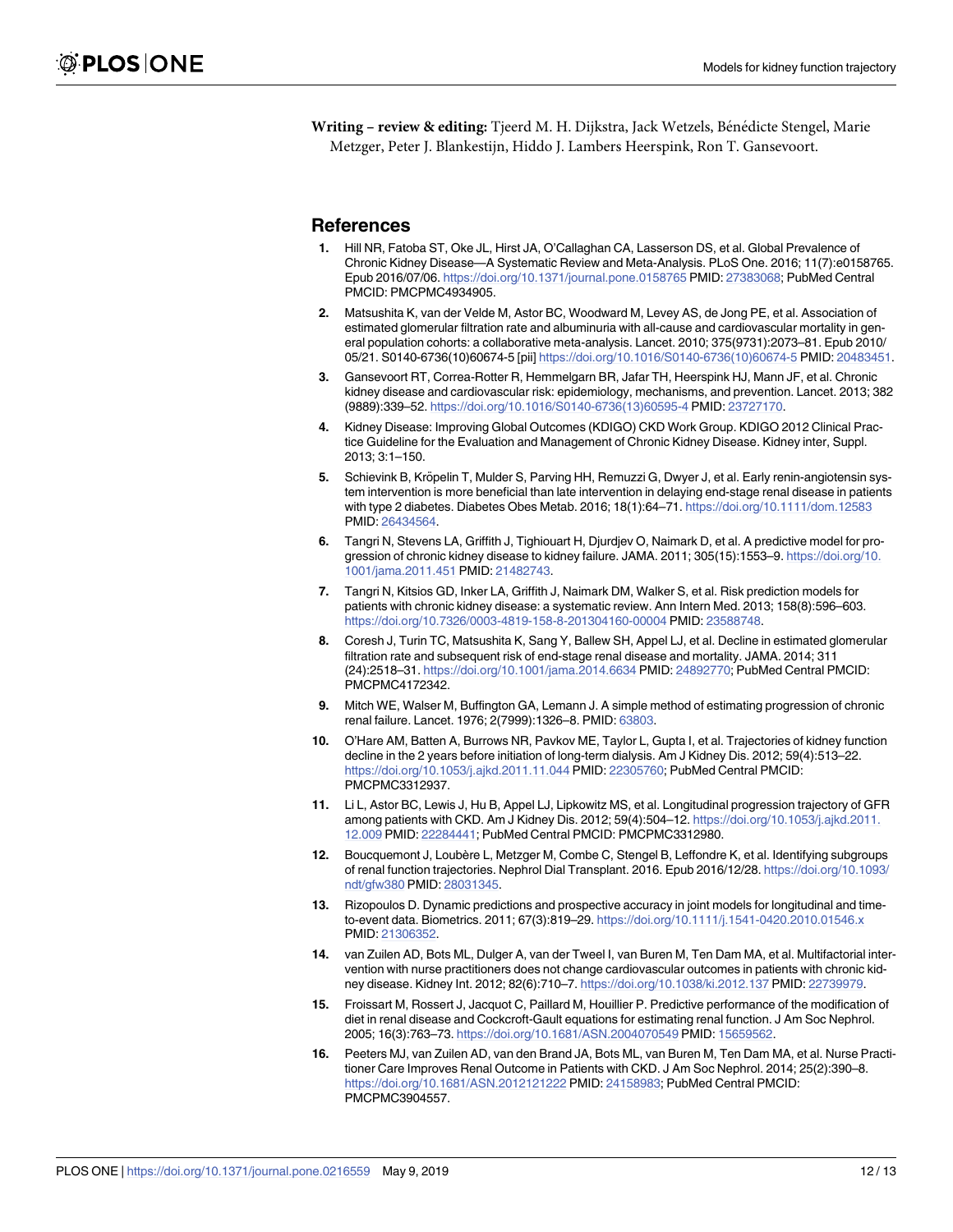**Writing – review & editing:** Tjeerd M. H. Dijkstra, Jack Wetzels, Bénédicte Stengel, Marie Metzger, Peter J. Blankestijn, Hiddo J. Lambers Heerspink, Ron T. Gansevoort.

## References

1. Hill NR, Fatoba ST, Oke JL, Hirst JA, O'Callaghan CA, Lasserson DS, et al. Global Prevalence of Chronic Kidney Disease—A Systematic Review and Meta-Analysis. PLoS One. 2016; 11(7):e0158765. Epub 2016/07/06. https://doi.org/10.1371/journal.pone.0158765 PMID: 27383068; PubMed Central PMCID: PMCPMC4934905.
2. Matsushita K, van der Velde M, Astor BC, Woodward M, Levey AS, de Jong PE, et al. Association of estimated glomerular filtration rate and albuminuria with all-cause and cardiovascular mortality in general population cohorts: a collaborative meta-analysis. Lancet. 2010; 375(9731):2073–81. Epub 2010/05/21. S0140-6736(10)60674-5 [pii] https://doi.org/10.1016/S0140-6736(10)60674-5 PMID: 20483451.
3. Gansevoort RT, Correa-Rotter R, Hemmelgarn BR, Jafar TH, Heerspink HJ, Mann JF, et al. Chronic kidney disease and cardiovascular risk: epidemiology, mechanisms, and prevention. Lancet. 2013; 382 (9889):339–52. https://doi.org/10.1016/S0140-6736(13)60595-4 PMID: 23727170.
4. Kidney Disease: Improving Global Outcomes (KDIGO) CKD Work Group. KDIGO 2012 Clinical Practice Guideline for the Evaluation and Management of Chronic Kidney Disease. Kidney inter, Suppl. 2013; 3:1–150.
5. Schievink B, Kröpelin T, Mulder S, Parving HH, Remuzzi G, Dwyer J, et al. Early renin-angiotensin system intervention is more beneficial than late intervention in delaying end-stage renal disease in patients with type 2 diabetes. Diabetes Obes Metab. 2016; 18(1):64–71. https://doi.org/10.1111/dom.12583 PMID: 26434564.
6. Tangri N, Stevens LA, Griffith J, Tighiouart H, Djurdjev O, Naimark D, et al. A predictive model for progression of chronic kidney disease to kidney failure. JAMA. 2011; 305(15):1553–9. https://doi.org/10.1001/jama.2011.451 PMID: 21482743.
7. Tangri N, Kitsios GD, Inker LA, Griffith J, Naimark DM, Walker S, et al. Risk prediction models for patients with chronic kidney disease: a systematic review. Ann Intern Med. 2013; 158(8):596–603. https://doi.org/10.7326/0003-4819-158-8-201304160-00004 PMID: 23588748.
8. Coresh J, Turin TC, Matsushita K, Sang Y, Ballew SH, Appel LJ, et al. Decline in estimated glomerular filtration rate and subsequent risk of end-stage renal disease and mortality. JAMA. 2014; 311 (24):2518–31. https://doi.org/10.1001/jama.2014.6634 PMID: 24892770; PubMed Central PMCID: PMCPMC4172342.
9. Mitch WE, Walser M, Buffington GA, Lemann J. A simple method of estimating progression of chronic renal failure. Lancet. 1976; 2(7999):1326–8. PMID: 63803.
10. O'Hare AM, Batten A, Burrows NR, Pavkov ME, Taylor L, Gupta I, et al. Trajectories of kidney function decline in the 2 years before initiation of long-term dialysis. Am J Kidney Dis. 2012; 59(4):513–22. https://doi.org/10.1053/j.ajkd.2011.11.044 PMID: 22305760; PubMed Central PMCID: PMCPMC3312937.
11. Li L, Astor BC, Lewis J, Hu B, Appel LJ, Lipkowitz MS, et al. Longitudinal progression trajectory of GFR among patients with CKD. Am J Kidney Dis. 2012; 59(4):504–12. https://doi.org/10.1053/j.ajkd.2011.12.009 PMID: 22284441; PubMed Central PMCID: PMCPMC3312980.
12. Boucquemont J, Loubère L, Metzger M, Combe C, Stengel B, Leffondre K, et al. Identifying subgroups of renal function trajectories. Nephrol Dial Transplant. 2016. Epub 2016/12/28. https://doi.org/10.1093/ndt/gfw380 PMID: 28031345.
13. Rizopoulos D. Dynamic predictions and prospective accuracy in joint models for longitudinal and time-to-event data. Biometrics. 2011; 67(3):819–29. https://doi.org/10.1111/j.1541-0420.2010.01546.x PMID: 21306352.
14. van Zuilen AD, Bots ML, Dulger A, van der Tweel I, van Buren M, Ten Dam MA, et al. Multifactorial intervention with nurse practitioners does not change cardiovascular outcomes in patients with chronic kidney disease. Kidney Int. 2012; 82(6):710–7. https://doi.org/10.1038/ki.2012.137 PMID: 22739979.
15. Froissart M, Rossert J, Jacquot C, Paillard M, Houillier P. Predictive performance of the modification of diet in renal disease and Cockcroft-Gault equations for estimating renal function. J Am Soc Nephrol. 2005; 16(3):763–73. https://doi.org/10.1681/ASN.2004070549 PMID: 15659562.
16. Peeters MJ, van Zuilen AD, van den Brand JA, Bots ML, van Buren M, Ten Dam MA, et al. Nurse Practitioner Care Improves Renal Outcome in Patients with CKD. J Am Soc Nephrol. 2014; 25(2):390–8. https://doi.org/10.1681/ASN.2012121222 PMID: 24158983; PubMed Central PMCID: PMCPMC3904557.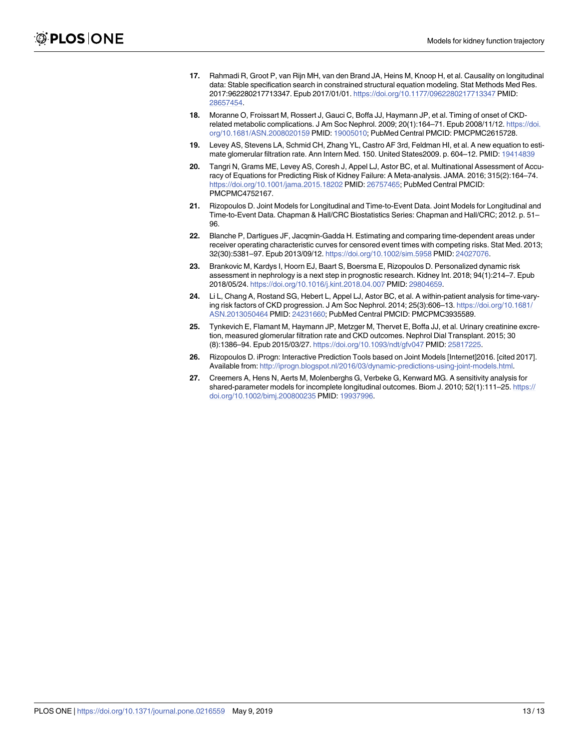17. Rahmadi R, Groot P, van Rijn MH, van den Brand JA, Heins M, Knoop H, et al. Causality on longitudinal data: Stable specification search in constrained structural equation modeling. Stat Methods Med Res. 2017:962280217713347. Epub 2017/01/01. https://doi.org/10.1177/0962280217713347 PMID: 28657454.
18. Moranne O, Froissart M, Rossert J, Gauci C, Boffa JJ, Haymann JP, et al. Timing of onset of CKD-related metabolic complications. J Am Soc Nephrol. 2009; 20(1):164–71. Epub 2008/11/12. https://doi.org/10.1681/ASN.2008020159 PMID: 19005010; PubMed Central PMCID: PMCPMC2615728.
19. Levey AS, Stevens LA, Schmid CH, Zhang YL, Castro AF 3rd, Feldman HI, et al. A new equation to estimate glomerular filtration rate. Ann Intern Med. 150. United States2009. p. 604–12. PMID: 19414839
20. Tangri N, Grams ME, Levey AS, Coresh J, Appel LJ, Astor BC, et al. Multinational Assessment of Accuracy of Equations for Predicting Risk of Kidney Failure: A Meta-analysis. JAMA. 2016; 315(2):164–74. https://doi.org/10.1001/jama.2015.18202 PMID: 26757465; PubMed Central PMCID: PMCPMC4752167.
21. Rizopoulos D. Joint Models for Longitudinal and Time-to-Event Data. Joint Models for Longitudinal and Time-to-Event Data. Chapman & Hall/CRC Biostatistics Series: Chapman and Hall/CRC; 2012. p. 51–96.
22. Blanche P, Dartigues JF, Jacqmin-Gadda H. Estimating and comparing time-dependent areas under receiver operating characteristic curves for censored event times with competing risks. Stat Med. 2013; 32(30):5381–97. Epub 2013/09/12. https://doi.org/10.1002/sim.5958 PMID: 24027076.
23. Brankovic M, Kardys I, Hoorn EJ, Baart S, Boersma E, Rizopoulos D. Personalized dynamic risk assessment in nephrology is a next step in prognostic research. Kidney Int. 2018; 94(1):214–7. Epub 2018/05/24. https://doi.org/10.1016/j.kint.2018.04.007 PMID: 29804659.
24. Li L, Chang A, Rostand SG, Hebert L, Appel LJ, Astor BC, et al. A within-patient analysis for time-varying risk factors of CKD progression. J Am Soc Nephrol. 2014; 25(3):606–13. https://doi.org/10.1681/ASN.2013050464 PMID: 24231660; PubMed Central PMCID: PMCPMC3935589.
25. Tynkevich E, Flamant M, Haymann JP, Metzger M, Thervet E, Boffa JJ, et al. Urinary creatinine excretion, measured glomerular filtration rate and CKD outcomes. Nephrol Dial Transplant. 2015; 30(8):1386–94. Epub 2015/03/27. https://doi.org/10.1093/ndt/gfv047 PMID: 25817225.
26. Rizopoulos D. iProgn: Interactive Prediction Tools based on Joint Models [Internet]2016. [cited 2017]. Available from: http://iprogn.blogspot.nl/2016/03/dynamic-predictions-using-joint-models.html.
27. Creemers A, Hens N, Aerts M, Molenberghs G, Verbeke G, Kenward MG. A sensitivity analysis for shared-parameter models for incomplete longitudinal outcomes. Biom J. 2010; 52(1):111–25. https://doi.org/10.1002/bimj.200800235 PMID: 19937996.